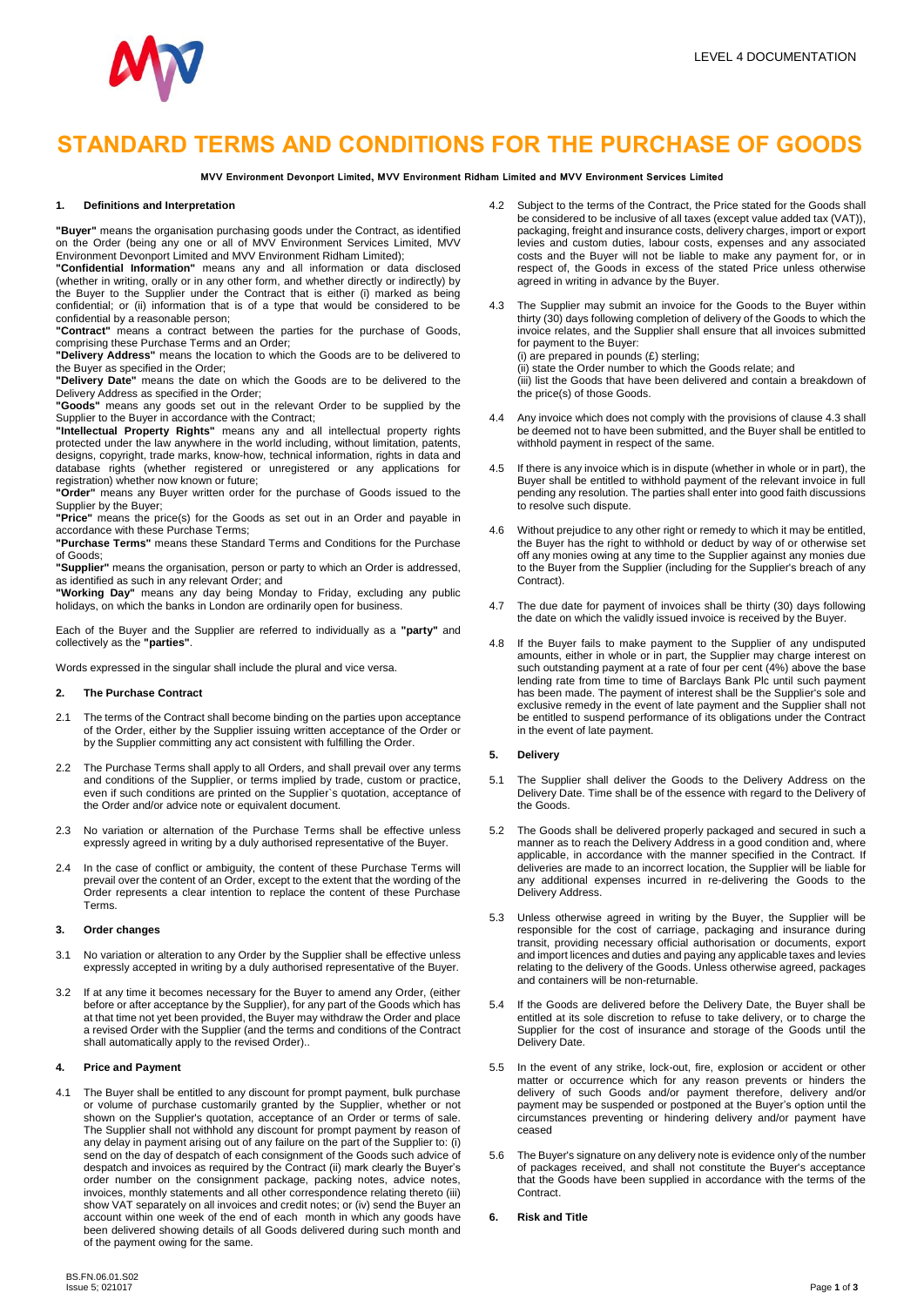LEVEL 4 DOCUMENTATION

# STANDARD TERMS AND CONDITIONS FOR THE PURCHASE OF GOODS

**MVV Environment Devonport Limited, MVV Environment Ridham Limited and MVV Environment Services Limited**

## 1. Definitions and Interpretation

**"Buyer"** means the organisation purchasing goods under the Contract, as identified on the Order (being any one or all of MVV Environment Services Limited, MVV Environment Devonport Limited and MVV Environment Ridham Limited);

**"Confidential Information"** means any and all information or data disclosed (whether in writing, orally or in any other form, and whether directly or indirectly) by the Buyer to the Supplier under the Contract that is either (i) marked as being confidential; or (ii) information that is of a type that would be considered to be confidential by a reasonable person;

**"Contract"** means a contract between the parties for the purchase of Goods, comprising these Purchase Terms and an Order;

**"Delivery Address"** means the location to which the Goods are to be delivered to the Buyer as specified in the Order;

**"Delivery Date"** means the date on which the Goods are to be delivered to the Delivery Address as specified in the Order;

**"Goods"** means any goods set out in the relevant Order to be supplied by the Supplier to the Buyer in accordance with the Contract;

**"Intellectual Property Rights"** means any and all intellectual property rights protected under the law anywhere in the world including, without limitation, patents, designs, copyright, trade marks, know-how, technical information, rights in data and database rights (whether registered or unregistered or any applications for registration) whether now known or future;

**"Order"** means any Buyer written order for the purchase of Goods issued to the Supplier by the Buyer;

**"Price"** means the price(s) for the Goods as set out in an Order and payable in accordance with these Purchase Terms;

**"Purchase Terms"** means these Standard Terms and Conditions for the Purchase of Goods;

**"Supplier"** means the organisation, person or party to which an Order is addressed, as identified as such in any relevant Order; and

**"Working Day"** means any day being Monday to Friday, excluding any public holidays, on which the banks in London are ordinarily open for business.

Each of the Buyer and the Supplier are referred to individually as a **"party"** and collectively as the **"parties"**.

Words expressed in the singular shall include the plural and vice versa.

## 2. The Purchase Contract

2.1 The terms of the Contract shall become binding on the parties upon acceptance of the Order, either by the Supplier issuing written acceptance of the Order or by the Supplier committing any act consistent with fulfilling the Order.

2.2 The Purchase Terms shall apply to all Orders, and shall prevail over any terms and conditions of the Supplier, or terms implied by trade, custom or practice, even if such conditions are printed on the Supplier`s quotation, acceptance of the Order and/or advice note or equivalent document.

2.3 No variation or alternation of the Purchase Terms shall be effective unless expressly agreed in writing by a duly authorised representative of the Buyer.

2.4 In the case of conflict or ambiguity, the content of these Purchase Terms will prevail over the content of an Order, except to the extent that the wording of the Order represents a clear intention to replace the content of these Purchase Terms.

## 3. Order changes

3.1 No variation or alteration to any Order by the Supplier shall be effective unless expressly accepted in writing by a duly authorised representative of the Buyer.

3.2 If at any time it becomes necessary for the Buyer to amend any Order, (either before or after acceptance by the Supplier), for any part of the Goods which has at that time not yet been provided, the Buyer may withdraw the Order and place a revised Order with the Supplier (and the terms and conditions of the Contract shall automatically apply to the revised Order)..

## 4. Price and Payment

4.1 The Buyer shall be entitled to any discount for prompt payment, bulk purchase or volume of purchase customarily granted by the Supplier, whether or not shown on the Supplier's quotation, acceptance of an Order or terms of sale. The Supplier shall not withhold any discount for prompt payment by reason of any delay in payment arising out of any failure on the part of the Supplier to: (i) send on the day of despatch of each consignment of the Goods such advice of despatch and invoices as required by the Contract (ii) mark clearly the Buyer's order number on the consignment package, packing notes, advice notes, invoices, monthly statements and all other correspondence relating thereto (iii) show VAT separately on all invoices and credit notes; or (iv) send the Buyer an account within one week of the end of each month in which any goods have been delivered showing details of all Goods delivered during such month and of the payment owing for the same.

4.2 Subject to the terms of the Contract, the Price stated for the Goods shall be considered to be inclusive of all taxes (except value added tax (VAT)), packaging, freight and insurance costs, delivery charges, import or export levies and custom duties, labour costs, expenses and any associated costs and the Buyer will not be liable to make any payment for, or in respect of, the Goods in excess of the stated Price unless otherwise agreed in writing in advance by the Buyer.

4.3 The Supplier may submit an invoice for the Goods to the Buyer within thirty (30) days following completion of delivery of the Goods to which the invoice relates, and the Supplier shall ensure that all invoices submitted for payment to the Buyer:
(i) are prepared in pounds (£) sterling;
(ii) state the Order number to which the Goods relate; and
(iii) list the Goods that have been delivered and contain a breakdown of the price(s) of those Goods.

4.4 Any invoice which does not comply with the provisions of clause 4.3 shall be deemed not to have been submitted, and the Buyer shall be entitled to withhold payment in respect of the same.

4.5 If there is any invoice which is in dispute (whether in whole or in part), the Buyer shall be entitled to withhold payment of the relevant invoice in full pending any resolution. The parties shall enter into good faith discussions to resolve such dispute.

4.6 Without prejudice to any other right or remedy to which it may be entitled, the Buyer has the right to withhold or deduct by way of or otherwise set off any monies owing at any time to the Supplier against any monies due to the Buyer from the Supplier (including for the Supplier's breach of any Contract).

4.7 The due date for payment of invoices shall be thirty (30) days following the date on which the validly issued invoice is received by the Buyer.

4.8 If the Buyer fails to make payment to the Supplier of any undisputed amounts, either in whole or in part, the Supplier may charge interest on such outstanding payment at a rate of four per cent (4%) above the base lending rate from time to time of Barclays Bank Plc until such payment has been made. The payment of interest shall be the Supplier's sole and exclusive remedy in the event of late payment and the Supplier shall not be entitled to suspend performance of its obligations under the Contract in the event of late payment.

## 5. Delivery

5.1 The Supplier shall deliver the Goods to the Delivery Address on the Delivery Date. Time shall be of the essence with regard to the Delivery of the Goods.

5.2 The Goods shall be delivered properly packaged and secured in such a manner as to reach the Delivery Address in a good condition and, where applicable, in accordance with the manner specified in the Contract. If deliveries are made to an incorrect location, the Supplier will be liable for any additional expenses incurred in re-delivering the Goods to the Delivery Address.

5.3 Unless otherwise agreed in writing by the Buyer, the Supplier will be responsible for the cost of carriage, packaging and insurance during transit, providing necessary official authorisation or documents, export and import licences and duties and paying any applicable taxes and levies relating to the delivery of the Goods. Unless otherwise agreed, packages and containers will be non-returnable.

5.4 If the Goods are delivered before the Delivery Date, the Buyer shall be entitled at its sole discretion to refuse to take delivery, or to charge the Supplier for the cost of insurance and storage of the Goods until the Delivery Date.

5.5 In the event of any strike, lock-out, fire, explosion or accident or other matter or occurrence which for any reason prevents or hinders the delivery of such Goods and/or payment therefore, delivery and/or payment may be suspended or postponed at the Buyer's option until the circumstances preventing or hindering delivery and/or payment have ceased

5.6 The Buyer's signature on any delivery note is evidence only of the number of packages received, and shall not constitute the Buyer's acceptance that the Goods have been supplied in accordance with the terms of the Contract.

## 6. Risk and Title

BS.FN.06.01.S02
Issue 5; 021017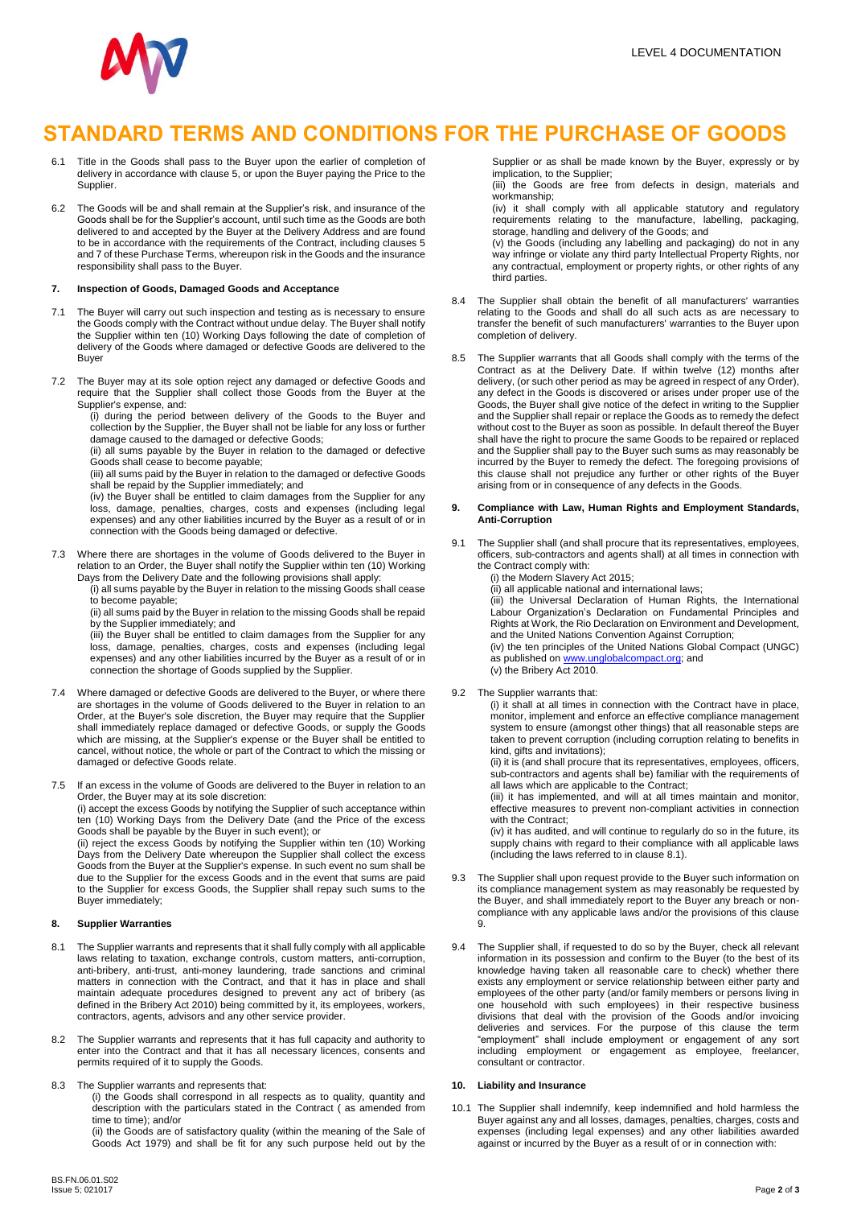# STANDARD TERMS AND CONDITIONS FOR THE PURCHASE OF GOODS

6.1 Title in the Goods shall pass to the Buyer upon the earlier of completion of delivery in accordance with clause 5, or upon the Buyer paying the Price to the Supplier.

6.2 The Goods will be and shall remain at the Supplier's risk, and insurance of the Goods shall be for the Supplier's account, until such time as the Goods are both delivered to and accepted by the Buyer at the Delivery Address and are found to be in accordance with the requirements of the Contract, including clauses 5 and 7 of these Purchase Terms, whereupon risk in the Goods and the insurance responsibility shall pass to the Buyer.

## 7. Inspection of Goods, Damaged Goods and Acceptance

7.1 The Buyer will carry out such inspection and testing as is necessary to ensure the Goods comply with the Contract without undue delay. The Buyer shall notify the Supplier within ten (10) Working Days following the date of completion of delivery of the Goods where damaged or defective Goods are delivered to the Buyer

7.2 The Buyer may at its sole option reject any damaged or defective Goods and require that the Supplier shall collect those Goods from the Buyer at the Supplier's expense, and:

(i) during the period between delivery of the Goods to the Buyer and collection by the Supplier, the Buyer shall not be liable for any loss or further damage caused to the damaged or defective Goods;

(ii) all sums payable by the Buyer in relation to the damaged or defective Goods shall cease to become payable;

(iii) all sums paid by the Buyer in relation to the damaged or defective Goods shall be repaid by the Supplier immediately; and

(iv) the Buyer shall be entitled to claim damages from the Supplier for any loss, damage, penalties, charges, costs and expenses (including legal expenses) and any other liabilities incurred by the Buyer as a result of or in connection with the Goods being damaged or defective.

7.3 Where there are shortages in the volume of Goods delivered to the Buyer in relation to an Order, the Buyer shall notify the Supplier within ten (10) Working Days from the Delivery Date and the following provisions shall apply:

(i) all sums payable by the Buyer in relation to the missing Goods shall cease to become payable;

(ii) all sums paid by the Buyer in relation to the missing Goods shall be repaid by the Supplier immediately; and

(iii) the Buyer shall be entitled to claim damages from the Supplier for any loss, damage, penalties, charges, costs and expenses (including legal expenses) and any other liabilities incurred by the Buyer as a result of or in connection the shortage of Goods supplied by the Supplier.

7.4 Where damaged or defective Goods are delivered to the Buyer, or where there are shortages in the volume of Goods delivered to the Buyer in relation to an Order, at the Buyer's sole discretion, the Buyer may require that the Supplier shall immediately replace damaged or defective Goods, or supply the Goods which are missing, at the Supplier's expense or the Buyer shall be entitled to cancel, without notice, the whole or part of the Contract to which the missing or damaged or defective Goods relate.

7.5 If an excess in the volume of Goods are delivered to the Buyer in relation to an Order, the Buyer may at its sole discretion:

(i) accept the excess Goods by notifying the Supplier of such acceptance within ten (10) Working Days from the Delivery Date (and the Price of the excess Goods shall be payable by the Buyer in such event); or

(ii) reject the excess Goods by notifying the Supplier within ten (10) Working Days from the Delivery Date whereupon the Supplier shall collect the excess Goods from the Buyer at the Supplier's expense. In such event no sum shall be due to the Supplier for the excess Goods and in the event that sums are paid to the Supplier for excess Goods, the Supplier shall repay such sums to the Buyer immediately;

## 8. Supplier Warranties

8.1 The Supplier warrants and represents that it shall fully comply with all applicable laws relating to taxation, exchange controls, custom matters, anti-corruption, anti-bribery, anti-trust, anti-money laundering, trade sanctions and criminal matters in connection with the Contract, and that it has in place and shall maintain adequate procedures designed to prevent any act of bribery (as defined in the Bribery Act 2010) being committed by it, its employees, workers, contractors, agents, advisors and any other service provider.

8.2 The Supplier warrants and represents that it has full capacity and authority to enter into the Contract and that it has all necessary licences, consents and permits required of it to supply the Goods.

8.3 The Supplier warrants and represents that:

(i) the Goods shall correspond in all respects as to quality, quantity and description with the particulars stated in the Contract ( as amended from time to time); and/or

(ii) the Goods are of satisfactory quality (within the meaning of the Sale of Goods Act 1979) and shall be fit for any such purpose held out by the Supplier or as shall be made known by the Buyer, expressly or by implication, to the Supplier;

(iii) the Goods are free from defects in design, materials and workmanship;

(iv) it shall comply with all applicable statutory and regulatory requirements relating to the manufacture, labelling, packaging, storage, handling and delivery of the Goods; and

(v) the Goods (including any labelling and packaging) do not in any way infringe or violate any third party Intellectual Property Rights, nor any contractual, employment or property rights, or other rights of any third parties.

8.4 The Supplier shall obtain the benefit of all manufacturers' warranties relating to the Goods and shall do all such acts as are necessary to transfer the benefit of such manufacturers' warranties to the Buyer upon completion of delivery.

8.5 The Supplier warrants that all Goods shall comply with the terms of the Contract as at the Delivery Date. If within twelve (12) months after delivery, (or such other period as may be agreed in respect of any Order), any defect in the Goods is discovered or arises under proper use of the Goods, the Buyer shall give notice of the defect in writing to the Supplier and the Supplier shall repair or replace the Goods as to remedy the defect without cost to the Buyer as soon as possible. In default thereof the Buyer shall have the right to procure the same Goods to be repaired or replaced and the Supplier shall pay to the Buyer such sums as may reasonably be incurred by the Buyer to remedy the defect. The foregoing provisions of this clause shall not prejudice any further or other rights of the Buyer arising from or in consequence of any defects in the Goods.

## 9. Compliance with Law, Human Rights and Employment Standards, Anti-Corruption

9.1 The Supplier shall (and shall procure that its representatives, employees, officers, sub-contractors and agents shall) at all times in connection with the Contract comply with:

(i) the Modern Slavery Act 2015;

(ii) all applicable national and international laws;

(iii) the Universal Declaration of Human Rights, the International Labour Organization's Declaration on Fundamental Principles and Rights at Work, the Rio Declaration on Environment and Development, and the United Nations Convention Against Corruption;

(iv) the ten principles of the United Nations Global Compact (UNGC) as published on www.unglobalcompact.org; and

(v) the Bribery Act 2010.

9.2 The Supplier warrants that:

(i) it shall at all times in connection with the Contract have in place, monitor, implement and enforce an effective compliance management system to ensure (amongst other things) that all reasonable steps are taken to prevent corruption (including corruption relating to benefits in kind, gifts and invitations);

(ii) it is (and shall procure that its representatives, employees, officers, sub-contractors and agents shall be) familiar with the requirements of all laws which are applicable to the Contract;

(iii) it has implemented, and will at all times maintain and monitor, effective measures to prevent non-compliant activities in connection with the Contract;

(iv) it has audited, and will continue to regularly do so in the future, its supply chains with regard to their compliance with all applicable laws (including the laws referred to in clause 8.1).

9.3 The Supplier shall upon request provide to the Buyer such information on its compliance management system as may reasonably be requested by the Buyer, and shall immediately report to the Buyer any breach or non-compliance with any applicable laws and/or the provisions of this clause 9.

9.4 The Supplier shall, if requested to do so by the Buyer, check all relevant information in its possession and confirm to the Buyer (to the best of its knowledge having taken all reasonable care to check) whether there exists any employment or service relationship between either party and employees of the other party (and/or family members or persons living in one household with such employees) in their respective business divisions that deal with the provision of the Goods and/or invoicing deliveries and services. For the purpose of this clause the term "employment" shall include employment or engagement of any sort including employment or engagement as employee, freelancer, consultant or contractor.

## 10. Liability and Insurance

10.1 The Supplier shall indemnify, keep indemnified and hold harmless the Buyer against any and all losses, damages, penalties, charges, costs and expenses (including legal expenses) and any other liabilities awarded against or incurred by the Buyer as a result of or in connection with: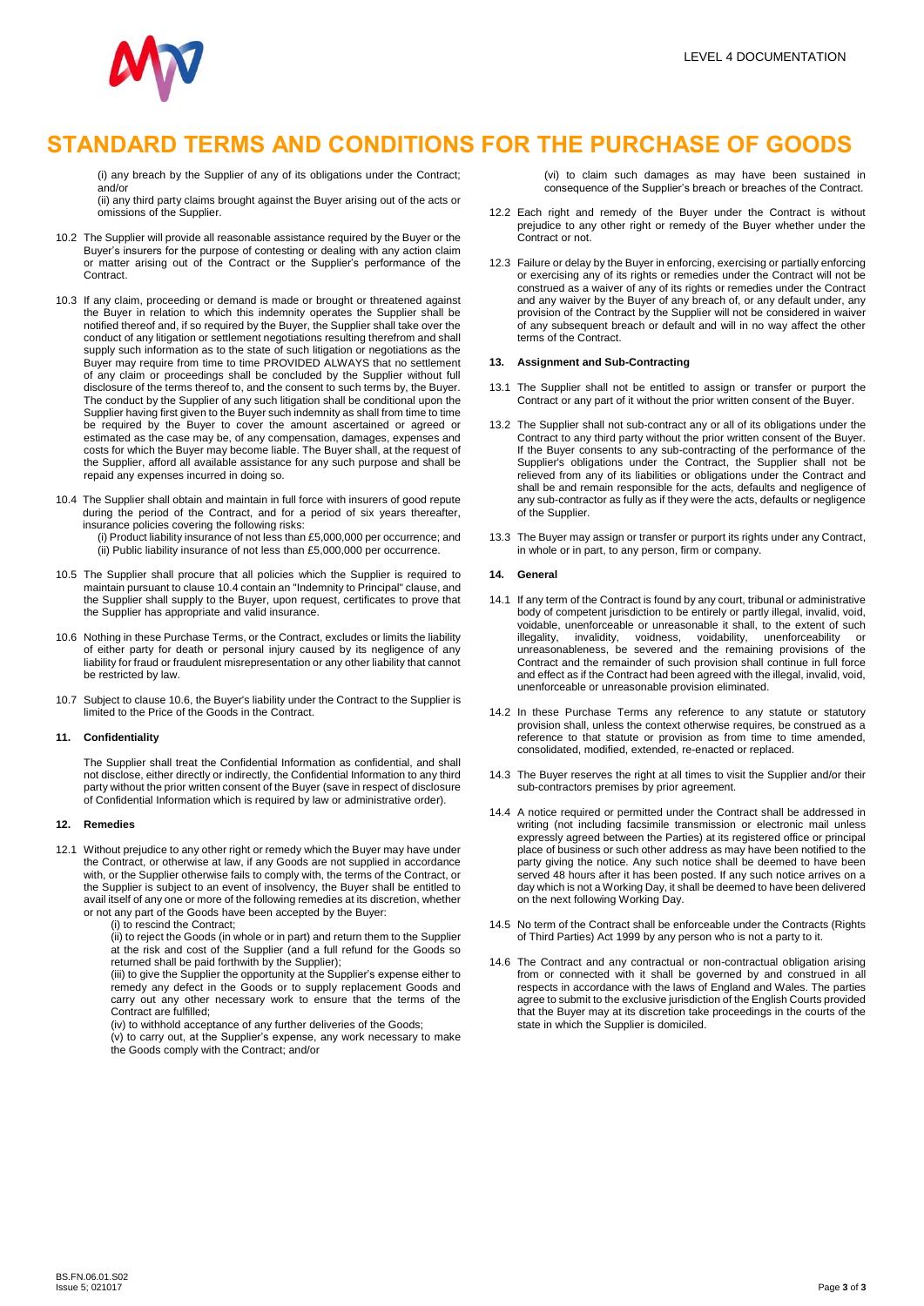# STANDARD TERMS AND CONDITIONS FOR THE PURCHASE OF GOODS

(i) any breach by the Supplier of any of its obligations under the Contract; and/or

(ii) any third party claims brought against the Buyer arising out of the acts or omissions of the Supplier.

10.2 The Supplier will provide all reasonable assistance required by the Buyer or the Buyer's insurers for the purpose of contesting or dealing with any action claim or matter arising out of the Contract or the Supplier's performance of the Contract.

10.3 If any claim, proceeding or demand is made or brought or threatened against the Buyer in relation to which this indemnity operates the Supplier shall be notified thereof and, if so required by the Buyer, the Supplier shall take over the conduct of any litigation or settlement negotiations resulting therefrom and shall supply such information as to the state of such litigation or negotiations as the Buyer may require from time to time PROVIDED ALWAYS that no settlement of any claim or proceedings shall be concluded by the Supplier without full disclosure of the terms thereof to, and the consent to such terms by, the Buyer. The conduct by the Supplier of any such litigation shall be conditional upon the Supplier having first given to the Buyer such indemnity as shall from time to time be required by the Buyer to cover the amount ascertained or agreed or estimated as the case may be, of any compensation, damages, expenses and costs for which the Buyer may become liable. The Buyer shall, at the request of the Supplier, afford all available assistance for any such purpose and shall be repaid any expenses incurred in doing so.

10.4 The Supplier shall obtain and maintain in full force with insurers of good repute during the period of the Contract, and for a period of six years thereafter, insurance policies covering the following risks:

(i) Product liability insurance of not less than £5,000,000 per occurrence; and

(ii) Public liability insurance of not less than £5,000,000 per occurrence.

10.5 The Supplier shall procure that all policies which the Supplier is required to maintain pursuant to clause 10.4 contain an "Indemnity to Principal" clause, and the Supplier shall supply to the Buyer, upon request, certificates to prove that the Supplier has appropriate and valid insurance.

10.6 Nothing in these Purchase Terms, or the Contract, excludes or limits the liability of either party for death or personal injury caused by its negligence of any liability for fraud or fraudulent misrepresentation or any other liability that cannot be restricted by law.

10.7 Subject to clause 10.6, the Buyer's liability under the Contract to the Supplier is limited to the Price of the Goods in the Contract.

### 11. Confidentiality

The Supplier shall treat the Confidential Information as confidential, and shall not disclose, either directly or indirectly, the Confidential Information to any third party without the prior written consent of the Buyer (save in respect of disclosure of Confidential Information which is required by law or administrative order).

### 12. Remedies

12.1 Without prejudice to any other right or remedy which the Buyer may have under the Contract, or otherwise at law, if any Goods are not supplied in accordance with, or the Supplier otherwise fails to comply with, the terms of the Contract, or the Supplier is subject to an event of insolvency, the Buyer shall be entitled to avail itself of any one or more of the following remedies at its discretion, whether or not any part of the Goods have been accepted by the Buyer:

(i) to rescind the Contract;

(ii) to reject the Goods (in whole or in part) and return them to the Supplier at the risk and cost of the Supplier (and a full refund for the Goods so returned shall be paid forthwith by the Supplier);

(iii) to give the Supplier the opportunity at the Supplier's expense either to remedy any defect in the Goods or to supply replacement Goods and carry out any other necessary work to ensure that the terms of the Contract are fulfilled;

(iv) to withhold acceptance of any further deliveries of the Goods;

(v) to carry out, at the Supplier's expense, any work necessary to make the Goods comply with the Contract; and/or

(vi) to claim such damages as may have been sustained in consequence of the Supplier's breach or breaches of the Contract.

12.2 Each right and remedy of the Buyer under the Contract is without prejudice to any other right or remedy of the Buyer whether under the Contract or not.

12.3 Failure or delay by the Buyer in enforcing, exercising or partially enforcing or exercising any of its rights or remedies under the Contract will not be construed as a waiver of any of its rights or remedies under the Contract and any waiver by the Buyer of any breach of, or any default under, any provision of the Contract by the Supplier will not be considered in waiver of any subsequent breach or default and will in no way affect the other terms of the Contract.

### 13. Assignment and Sub-Contracting

13.1 The Supplier shall not be entitled to assign or transfer or purport the Contract or any part of it without the prior written consent of the Buyer.

13.2 The Supplier shall not sub-contract any or all of its obligations under the Contract to any third party without the prior written consent of the Buyer. If the Buyer consents to any sub-contracting of the performance of the Supplier's obligations under the Contract, the Supplier shall not be relieved from any of its liabilities or obligations under the Contract and shall be and remain responsible for the acts, defaults and negligence of any sub-contractor as fully as if they were the acts, defaults or negligence of the Supplier.

13.3 The Buyer may assign or transfer or purport its rights under any Contract, in whole or in part, to any person, firm or company.

### 14. General

14.1 If any term of the Contract is found by any court, tribunal or administrative body of competent jurisdiction to be entirely or partly illegal, invalid, void, voidable, unenforceable or unreasonable it shall, to the extent of such illegality, invalidity, voidness, voidability, unenforceability or unreasonableness, be severed and the remaining provisions of the Contract and the remainder of such provision shall continue in full force and effect as if the Contract had been agreed with the illegal, invalid, void, unenforceable or unreasonable provision eliminated.

14.2 In these Purchase Terms any reference to any statute or statutory provision shall, unless the context otherwise requires, be construed as a reference to that statute or provision as from time to time amended, consolidated, modified, extended, re-enacted or replaced.

14.3 The Buyer reserves the right at all times to visit the Supplier and/or their sub-contractors premises by prior agreement.

14.4 A notice required or permitted under the Contract shall be addressed in writing (not including facsimile transmission or electronic mail unless expressly agreed between the Parties) at its registered office or principal place of business or such other address as may have been notified to the party giving the notice. Any such notice shall be deemed to have been served 48 hours after it has been posted. If any such notice arrives on a day which is not a Working Day, it shall be deemed to have been delivered on the next following Working Day.

14.5 No term of the Contract shall be enforceable under the Contracts (Rights of Third Parties) Act 1999 by any person who is not a party to it.

14.6 The Contract and any contractual or non-contractual obligation arising from or connected with it shall be governed by and construed in all respects in accordance with the laws of England and Wales. The parties agree to submit to the exclusive jurisdiction of the English Courts provided that the Buyer may at its discretion take proceedings in the courts of the state in which the Supplier is domiciled.